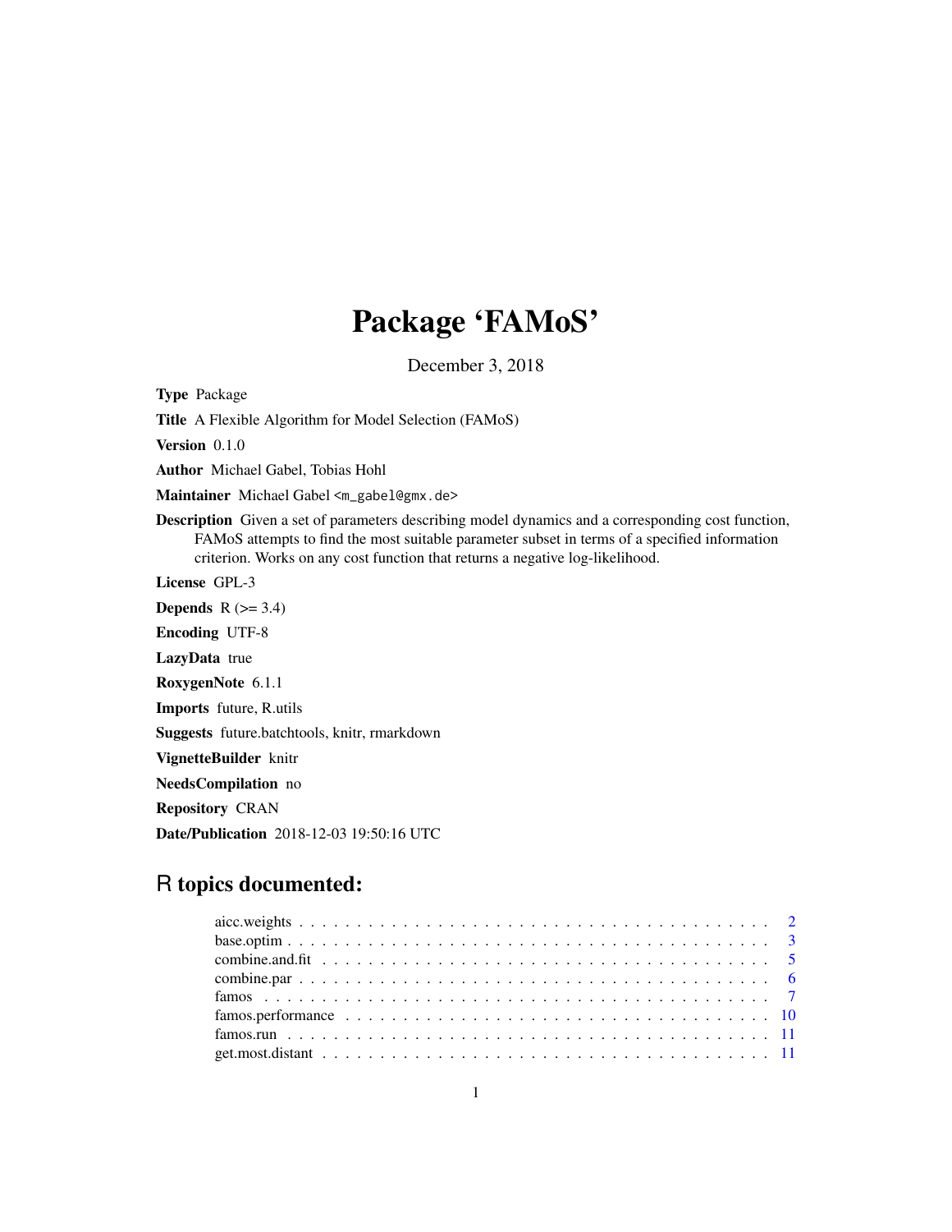# Package 'FAMoS'

December 3, 2018

**Type** Package

**Title** A Flexible Algorithm for Model Selection (FAMoS)

**Version** 0.1.0

**Author** Michael Gabel, Tobias Hohl

**Maintainer** Michael Gabel <m_gabel@gmx.de>

**Description** Given a set of parameters describing model dynamics and a corresponding cost function, FAMoS attempts to find the most suitable parameter subset in terms of a specified information criterion. Works on any cost function that returns a negative log-likelihood.

**License** GPL-3

**Depends** R (>= 3.4)

**Encoding** UTF-8

**LazyData** true

**RoxygenNote** 6.1.1

**Imports** future, R.utils

**Suggests** future.batchtools, knitr, rmarkdown

**VignetteBuilder** knitr

**NeedsCompilation** no

**Repository** CRAN

**Date/Publication** 2018-12-03 19:50:16 UTC

## R topics documented:

- aicc.weights . . . . . . . . . . . . . . . . . . . . . . . . . . . . . . . . . . . . . . . . . . 2
- base.optim . . . . . . . . . . . . . . . . . . . . . . . . . . . . . . . . . . . . . . . . . . 3
- combine.and.fit . . . . . . . . . . . . . . . . . . . . . . . . . . . . . . . . . . . . . . . . 5
- combine.par . . . . . . . . . . . . . . . . . . . . . . . . . . . . . . . . . . . . . . . . . . 6
- famos . . . . . . . . . . . . . . . . . . . . . . . . . . . . . . . . . . . . . . . . . . . . . 7
- famos.performance . . . . . . . . . . . . . . . . . . . . . . . . . . . . . . . . . . . . . . 10
- famos.run . . . . . . . . . . . . . . . . . . . . . . . . . . . . . . . . . . . . . . . . . . . 11
- get.most.distant . . . . . . . . . . . . . . . . . . . . . . . . . . . . . . . . . . . . . . . 11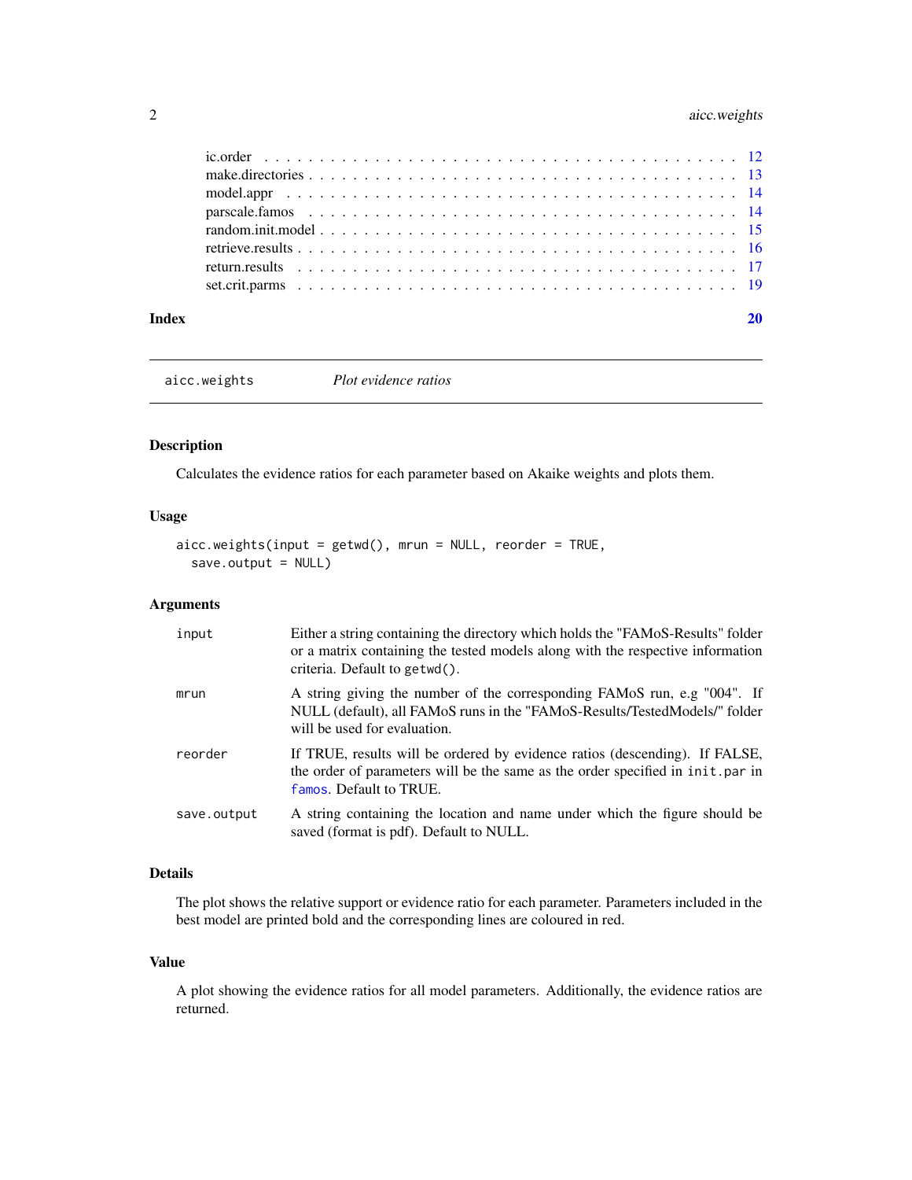ic.order . . . . . . . . . . . . . . . . . . . . . . . . . . . . . . . . . . . . . . . . 12
make.directories . . . . . . . . . . . . . . . . . . . . . . . . . . . . . . . . . . . . . 13
model.appr . . . . . . . . . . . . . . . . . . . . . . . . . . . . . . . . . . . . . . . . 14
parscale.famos . . . . . . . . . . . . . . . . . . . . . . . . . . . . . . . . . . . . . . 14
random.init.model . . . . . . . . . . . . . . . . . . . . . . . . . . . . . . . . . . . . . 15
retrieve.results . . . . . . . . . . . . . . . . . . . . . . . . . . . . . . . . . . . . . . 16
return.results . . . . . . . . . . . . . . . . . . . . . . . . . . . . . . . . . . . . . . . 17
set.crit.parms . . . . . . . . . . . . . . . . . . . . . . . . . . . . . . . . . . . . . . . 19

**Index** **20**

---

`aicc.weights` *Plot evidence ratios*

---

## Description

Calculates the evidence ratios for each parameter based on Akaike weights and plots them.

## Usage

```
aicc.weights(input = getwd(), mrun = NULL, reorder = TRUE,
  save.output = NULL)
```

## Arguments

| | |
|---|---|
| `input` | Either a string containing the directory which holds the "FAMoS-Results" folder or a matrix containing the tested models along with the respective information criteria. Default to `getwd()`. |
| `mrun` | A string giving the number of the corresponding FAMoS run, e.g "004". If NULL (default), all FAMoS runs in the "FAMoS-Results/TestedModels/" folder will be used for evaluation. |
| `reorder` | If TRUE, results will be ordered by evidence ratios (descending). If FALSE, the order of parameters will be the same as the order specified in `init.par` in `famos`. Default to TRUE. |
| `save.output` | A string containing the location and name under which the figure should be saved (format is pdf). Default to NULL. |

## Details

The plot shows the relative support or evidence ratio for each parameter. Parameters included in the best model are printed bold and the corresponding lines are coloured in red.

## Value

A plot showing the evidence ratios for all model parameters. Additionally, the evidence ratios are returned.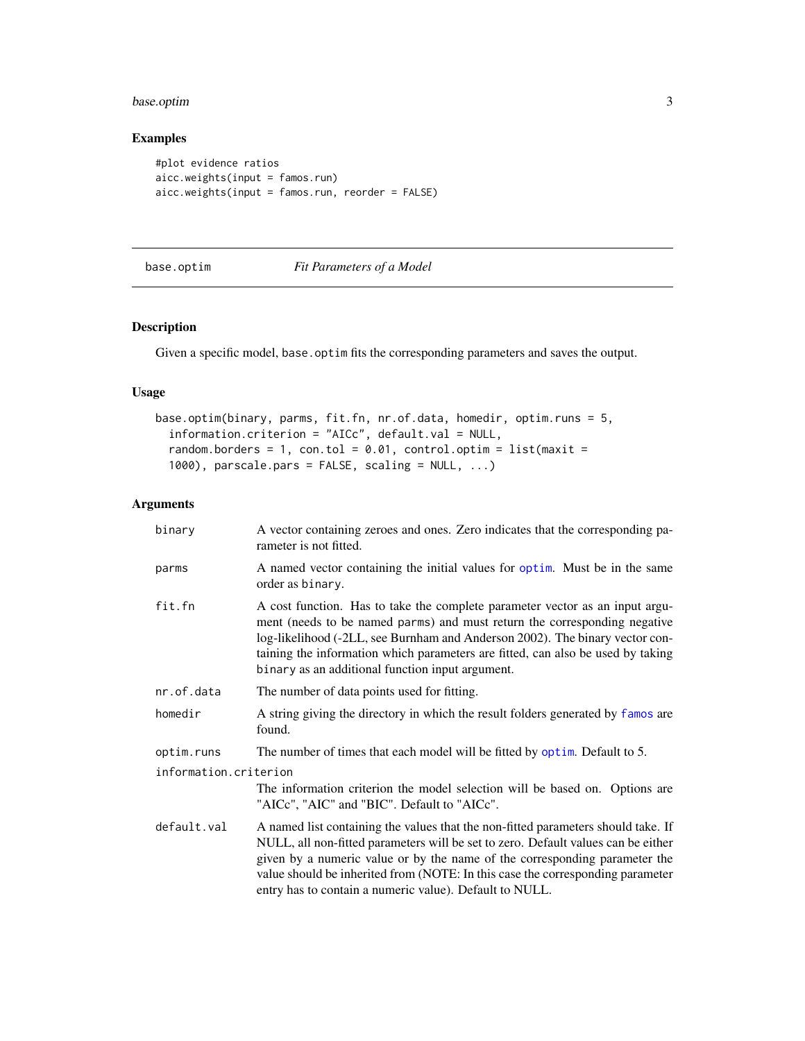## Examples

```
#plot evidence ratios
aicc.weights(input = famos.run)
aicc.weights(input = famos.run, reorder = FALSE)
```

---

# base.optim — *Fit Parameters of a Model*

## Description

Given a specific model, `base.optim` fits the corresponding parameters and saves the output.

## Usage

```
base.optim(binary, parms, fit.fn, nr.of.data, homedir, optim.runs = 5,
  information.criterion = "AICc", default.val = NULL,
  random.borders = 1, con.tol = 0.01, control.optim = list(maxit =
  1000), parscale.pars = FALSE, scaling = NULL, ...)
```

## Arguments

| Argument | Description |
| --- | --- |
| `binary` | A vector containing zeroes and ones. Zero indicates that the corresponding parameter is not fitted. |
| `parms` | A named vector containing the initial values for `optim`. Must be in the same order as `binary`. |
| `fit.fn` | A cost function. Has to take the complete parameter vector as an input argument (needs to be named `parms`) and must return the corresponding negative log-likelihood (-2LL, see Burnham and Anderson 2002). The binary vector containing the information which parameters are fitted, can also be used by taking `binary` as an additional function input argument. |
| `nr.of.data` | The number of data points used for fitting. |
| `homedir` | A string giving the directory in which the result folders generated by `famos` are found. |
| `optim.runs` | The number of times that each model will be fitted by `optim`. Default to 5. |
| `information.criterion` | The information criterion the model selection will be based on. Options are "AICc", "AIC" and "BIC". Default to "AICc". |
| `default.val` | A named list containing the values that the non-fitted parameters should take. If NULL, all non-fitted parameters will be set to zero. Default values can be either given by a numeric value or by the name of the corresponding parameter the value should be inherited from (NOTE: In this case the corresponding parameter entry has to contain a numeric value). Default to NULL. |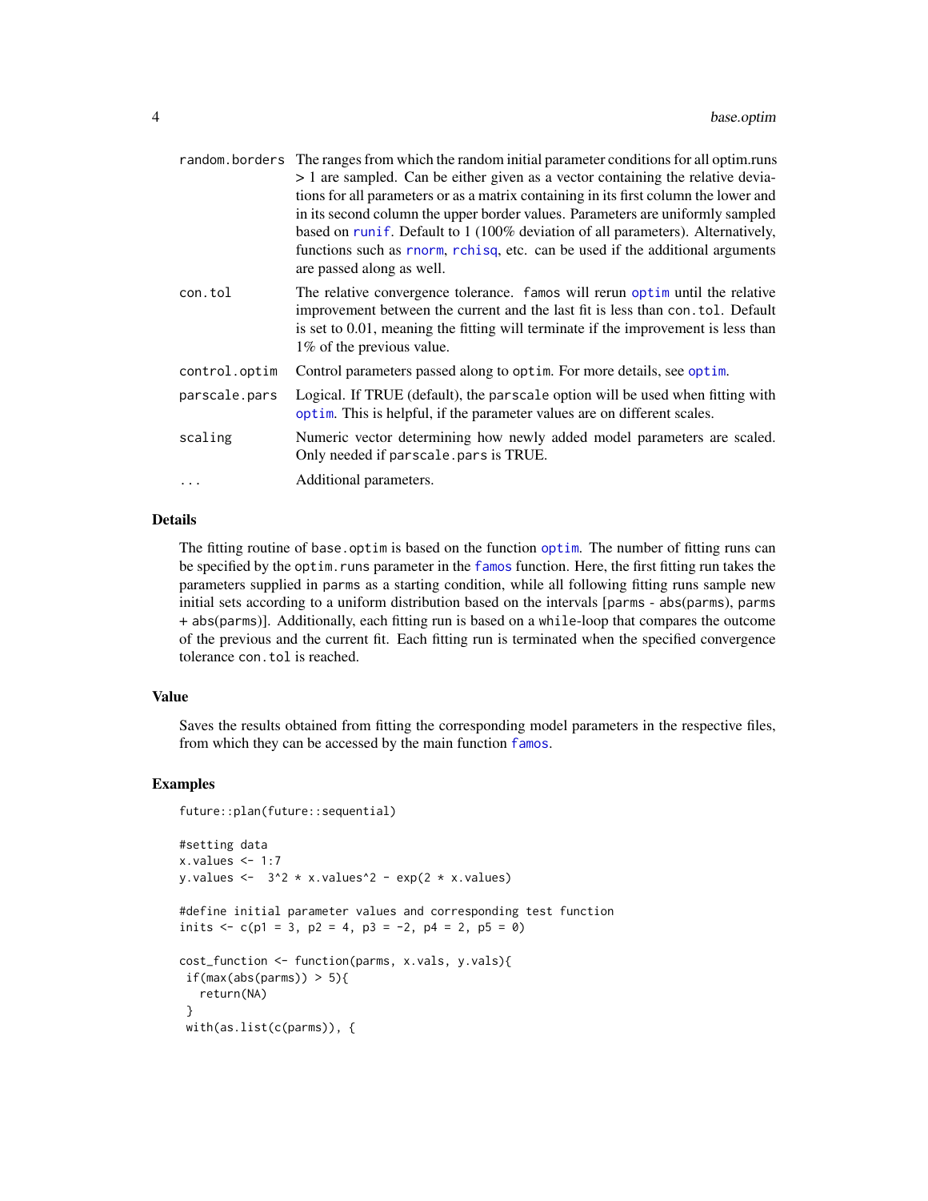| | |
|---|---|
| random.borders | The ranges from which the random initial parameter conditions for all optim.runs > 1 are sampled. Can be either given as a vector containing the relative deviations for all parameters or as a matrix containing in its first column the lower and in its second column the upper border values. Parameters are uniformly sampled based on runif. Default to 1 (100% deviation of all parameters). Alternatively, functions such as rnorm, rchisq, etc. can be used if the additional arguments are passed along as well. |
| con.tol | The relative convergence tolerance. famos will rerun optim until the relative improvement between the current and the last fit is less than con.tol. Default is set to 0.01, meaning the fitting will terminate if the improvement is less than 1% of the previous value. |
| control.optim | Control parameters passed along to optim. For more details, see optim. |
| parscale.pars | Logical. If TRUE (default), the parscale option will be used when fitting with optim. This is helpful, if the parameter values are on different scales. |
| scaling | Numeric vector determining how newly added model parameters are scaled. Only needed if parscale.pars is TRUE. |
| ... | Additional parameters. |

## Details

The fitting routine of base.optim is based on the function optim. The number of fitting runs can be specified by the optim.runs parameter in the famos function. Here, the first fitting run takes the parameters supplied in parms as a starting condition, while all following fitting runs sample new initial sets according to a uniform distribution based on the intervals [parms - abs(parms), parms + abs(parms)]. Additionally, each fitting run is based on a while-loop that compares the outcome of the previous and the current fit. Each fitting run is terminated when the specified convergence tolerance con.tol is reached.

## Value

Saves the results obtained from fitting the corresponding model parameters in the respective files, from which they can be accessed by the main function famos.

## Examples

```
future::plan(future::sequential)

#setting data
x.values <- 1:7
y.values <-  3^2 * x.values^2 - exp(2 * x.values)

#define initial parameter values and corresponding test function
inits <- c(p1 = 3, p2 = 4, p3 = -2, p4 = 2, p5 = 0)

cost_function <- function(parms, x.vals, y.vals){
 if(max(abs(parms)) > 5){
   return(NA)
 }
 with(as.list(c(parms)), {
```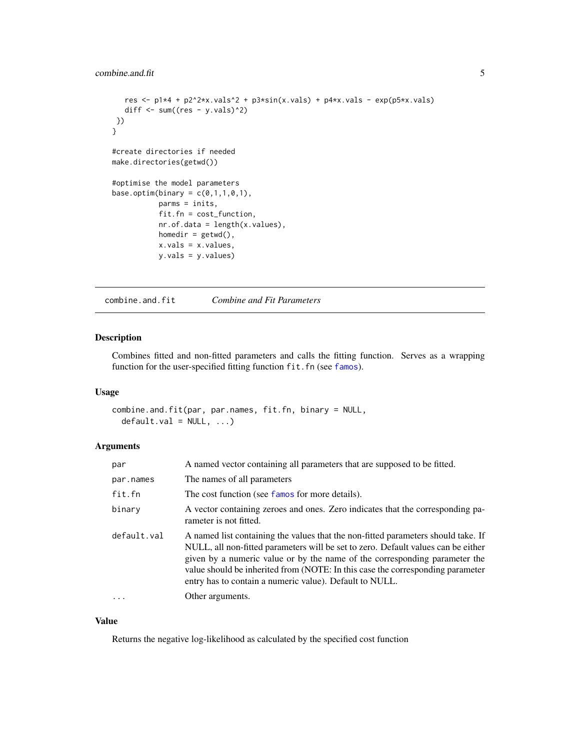```
    res <- p1*4 + p2^2*x.vals^2 + p3*sin(x.vals) + p4*x.vals - exp(p5*x.vals)
    diff <- sum((res - y.vals)^2)
  })
}

#create directories if needed
make.directories(getwd())

#optimise the model parameters
base.optim(binary = c(0,1,1,0,1),
           parms = inits,
           fit.fn = cost_function,
           nr.of.data = length(x.values),
           homedir = getwd(),
           x.vals = x.values,
           y.vals = y.values)
```

## combine.and.fit *Combine and Fit Parameters*

### Description

Combines fitted and non-fitted parameters and calls the fitting function. Serves as a wrapping function for the user-specified fitting function `fit.fn` (see `famos`).

### Usage

```
combine.and.fit(par, par.names, fit.fn, binary = NULL,
  default.val = NULL, ...)
```

### Arguments

| | |
|---|---|
| `par` | A named vector containing all parameters that are supposed to be fitted. |
| `par.names` | The names of all parameters |
| `fit.fn` | The cost function (see `famos` for more details). |
| `binary` | A vector containing zeroes and ones. Zero indicates that the corresponding parameter is not fitted. |
| `default.val` | A named list containing the values that the non-fitted parameters should take. If NULL, all non-fitted parameters will be set to zero. Default values can be either given by a numeric value or by the name of the corresponding parameter the value should be inherited from (NOTE: In this case the corresponding parameter entry has to contain a numeric value). Default to NULL. |
| `...` | Other arguments. |

### Value

Returns the negative log-likelihood as calculated by the specified cost function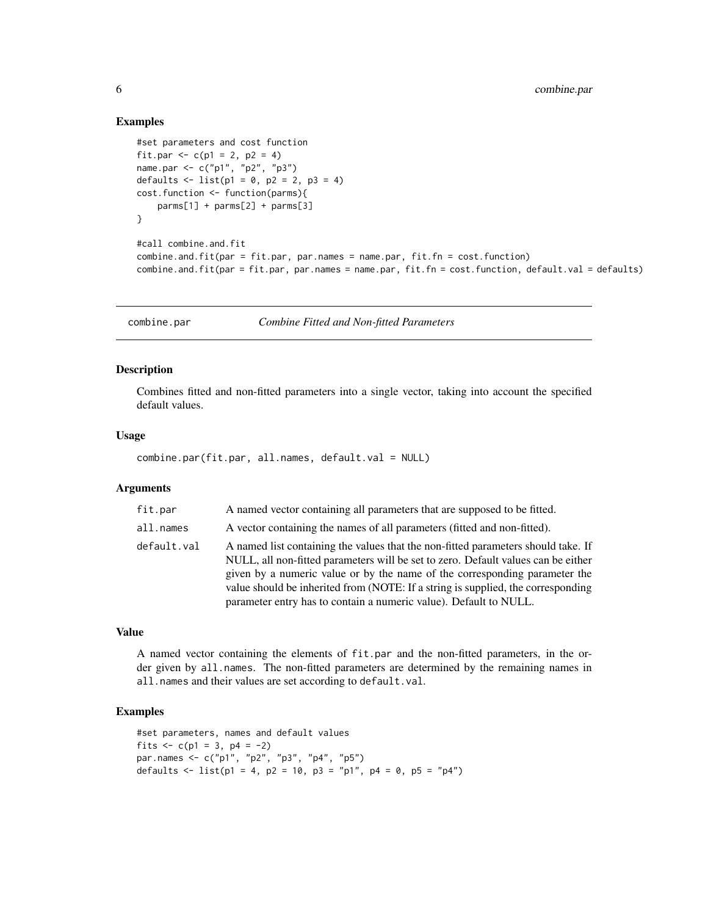### Examples

```
#set parameters and cost function
fit.par <- c(p1 = 2, p2 = 4)
name.par <- c("p1", "p2", "p3")
defaults <- list(p1 = 0, p2 = 2, p3 = 4)
cost.function <- function(parms){
    parms[1] + parms[2] + parms[3]
}

#call combine.and.fit
combine.and.fit(par = fit.par, par.names = name.par, fit.fn = cost.function)
combine.and.fit(par = fit.par, par.names = name.par, fit.fn = cost.function, default.val = defaults)
```

---

## combine.par *Combine Fitted and Non-fitted Parameters*

---

### Description

Combines fitted and non-fitted parameters into a single vector, taking into account the specified default values.

### Usage

```
combine.par(fit.par, all.names, default.val = NULL)
```

### Arguments

| | |
|---|---|
| `fit.par` | A named vector containing all parameters that are supposed to be fitted. |
| `all.names` | A vector containing the names of all parameters (fitted and non-fitted). |
| `default.val` | A named list containing the values that the non-fitted parameters should take. If NULL, all non-fitted parameters will be set to zero. Default values can be either given by a numeric value or by the name of the corresponding parameter the value should be inherited from (NOTE: If a string is supplied, the corresponding parameter entry has to contain a numeric value). Default to NULL. |

### Value

A named vector containing the elements of `fit.par` and the non-fitted parameters, in the order given by `all.names`. The non-fitted parameters are determined by the remaining names in `all.names` and their values are set according to `default.val`.

### Examples

```
#set parameters, names and default values
fits <- c(p1 = 3, p4 = -2)
par.names <- c("p1", "p2", "p3", "p4", "p5")
defaults <- list(p1 = 4, p2 = 10, p3 = "p1", p4 = 0, p5 = "p4")
```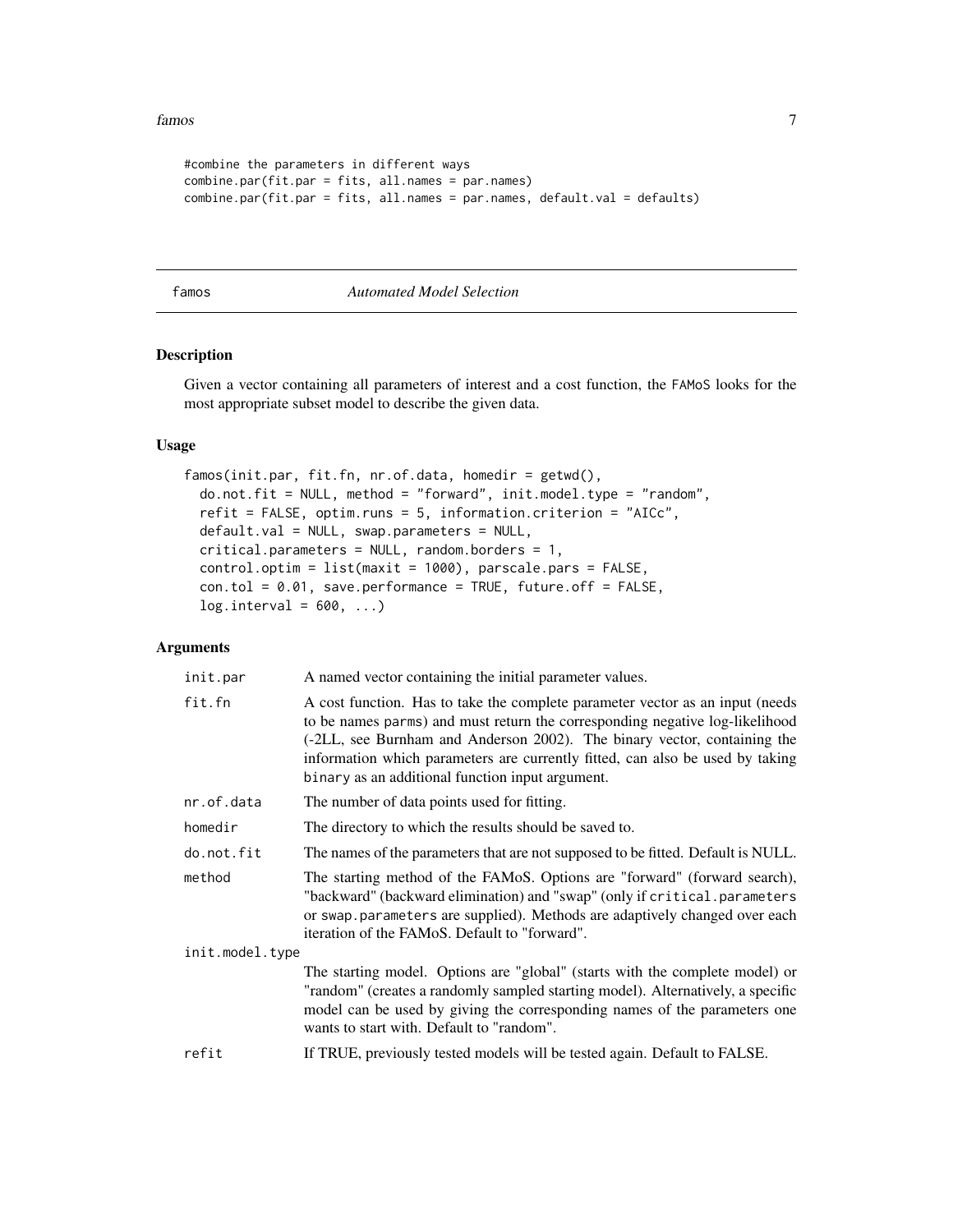```
#combine the parameters in different ways
combine.par(fit.par = fits, all.names = par.names)
combine.par(fit.par = fits, all.names = par.names, default.val = defaults)
```

## famos *Automated Model Selection*

### Description

Given a vector containing all parameters of interest and a cost function, the FAMoS looks for the most appropriate subset model to describe the given data.

### Usage

```
famos(init.par, fit.fn, nr.of.data, homedir = getwd(),
  do.not.fit = NULL, method = "forward", init.model.type = "random",
  refit = FALSE, optim.runs = 5, information.criterion = "AICc",
  default.val = NULL, swap.parameters = NULL,
  critical.parameters = NULL, random.borders = 1,
  control.optim = list(maxit = 1000), parscale.pars = FALSE,
  con.tol = 0.01, save.performance = TRUE, future.off = FALSE,
  log.interval = 600, ...)
```

### Arguments

| | |
|---|---|
| `init.par` | A named vector containing the initial parameter values. |
| `fit.fn` | A cost function. Has to take the complete parameter vector as an input (needs to be names `parms`) and must return the corresponding negative log-likelihood (-2LL, see Burnham and Anderson 2002). The binary vector, containing the information which parameters are currently fitted, can also be used by taking `binary` as an additional function input argument. |
| `nr.of.data` | The number of data points used for fitting. |
| `homedir` | The directory to which the results should be saved to. |
| `do.not.fit` | The names of the parameters that are not supposed to be fitted. Default is NULL. |
| `method` | The starting method of the FAMoS. Options are "forward" (forward search), "backward" (backward elimination) and "swap" (only if `critical.parameters` or `swap.parameters` are supplied). Methods are adaptively changed over each iteration of the FAMoS. Default to "forward". |
| `init.model.type` | The starting model. Options are "global" (starts with the complete model) or "random" (creates a randomly sampled starting model). Alternatively, a specific model can be used by giving the corresponding names of the parameters one wants to start with. Default to "random". |
| `refit` | If TRUE, previously tested models will be tested again. Default to FALSE. |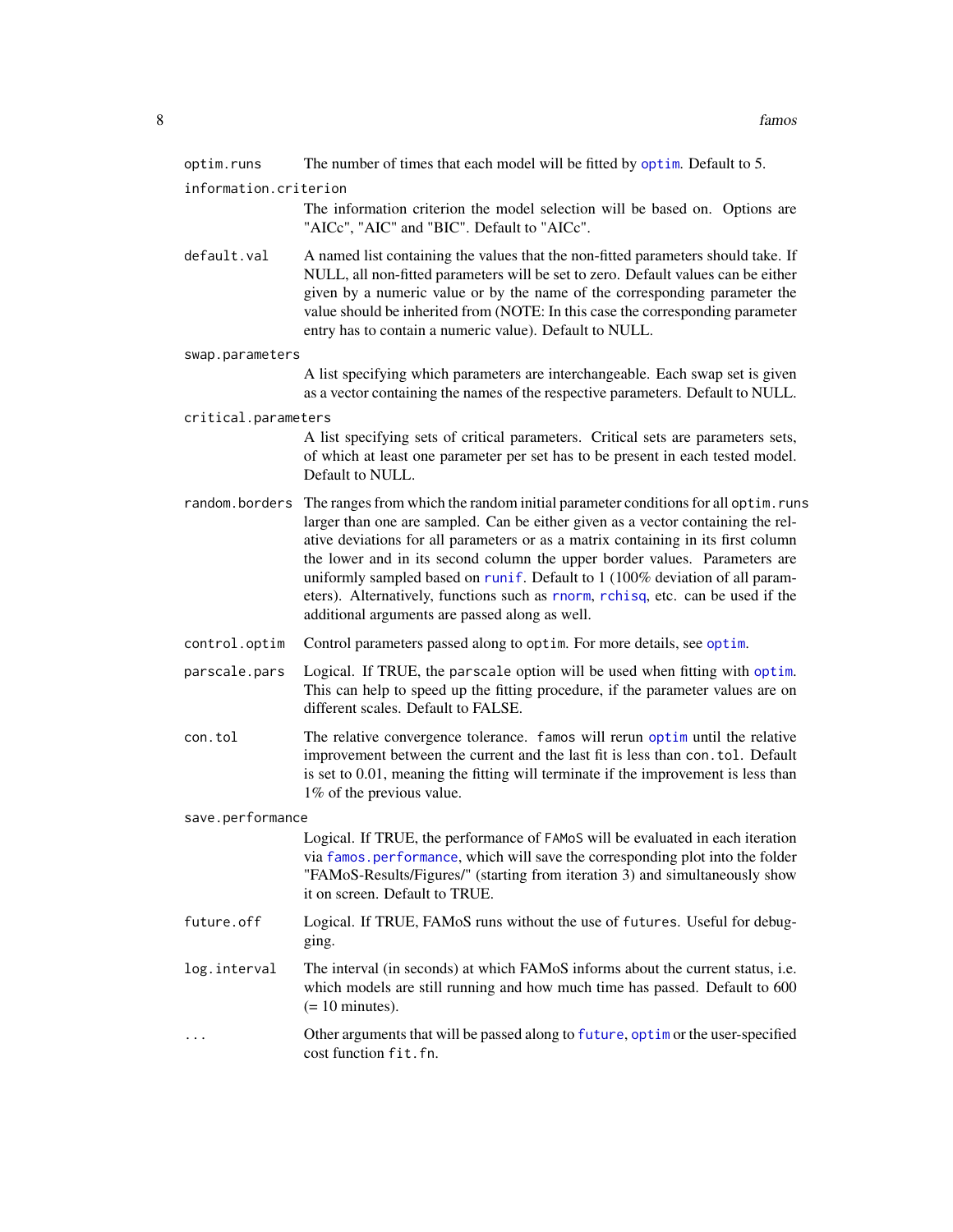optim.runs
: The number of times that each model will be fitted by optim. Default to 5.

information.criterion
: The information criterion the model selection will be based on. Options are "AICc", "AIC" and "BIC". Default to "AICc".

default.val
: A named list containing the values that the non-fitted parameters should take. If NULL, all non-fitted parameters will be set to zero. Default values can be either given by a numeric value or by the name of the corresponding parameter the value should be inherited from (NOTE: In this case the corresponding parameter entry has to contain a numeric value). Default to NULL.

swap.parameters
: A list specifying which parameters are interchangeable. Each swap set is given as a vector containing the names of the respective parameters. Default to NULL.

critical.parameters
: A list specifying sets of critical parameters. Critical sets are parameters sets, of which at least one parameter per set has to be present in each tested model. Default to NULL.

random.borders
: The ranges from which the random initial parameter conditions for all optim.runs larger than one are sampled. Can be either given as a vector containing the relative deviations for all parameters or as a matrix containing in its first column the lower and in its second column the upper border values. Parameters are uniformly sampled based on runif. Default to 1 (100% deviation of all parameters). Alternatively, functions such as rnorm, rchisq, etc. can be used if the additional arguments are passed along as well.

control.optim
: Control parameters passed along to optim. For more details, see optim.

parscale.pars
: Logical. If TRUE, the parscale option will be used when fitting with optim. This can help to speed up the fitting procedure, if the parameter values are on different scales. Default to FALSE.

con.tol
: The relative convergence tolerance. famos will rerun optim until the relative improvement between the current and the last fit is less than con.tol. Default is set to 0.01, meaning the fitting will terminate if the improvement is less than 1% of the previous value.

save.performance
: Logical. If TRUE, the performance of FAMoS will be evaluated in each iteration via famos.performance, which will save the corresponding plot into the folder "FAMoS-Results/Figures/" (starting from iteration 3) and simultaneously show it on screen. Default to TRUE.

future.off
: Logical. If TRUE, FAMoS runs without the use of futures. Useful for debugging.

log.interval
: The interval (in seconds) at which FAMoS informs about the current status, i.e. which models are still running and how much time has passed. Default to 600 (= 10 minutes).

...
: Other arguments that will be passed along to future, optim or the user-specified cost function fit.fn.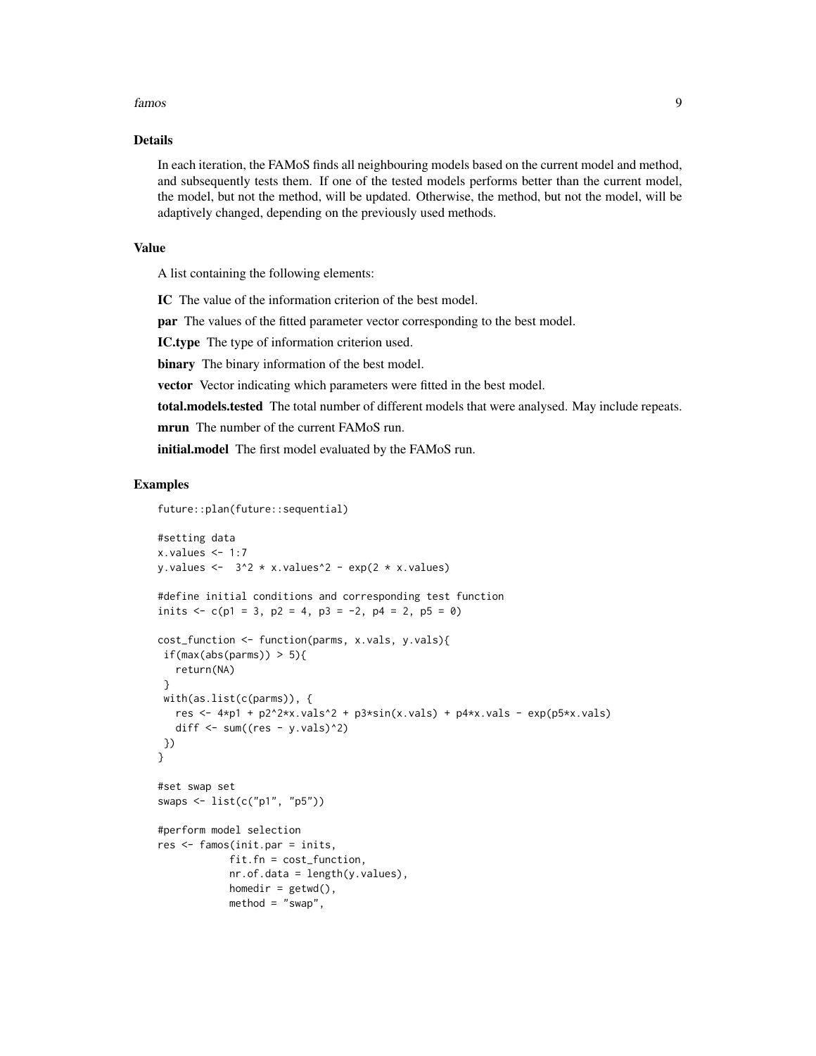### Details

In each iteration, the FAMoS finds all neighbouring models based on the current model and method, and subsequently tests them. If one of the tested models performs better than the current model, the model, but not the method, will be updated. Otherwise, the method, but not the model, will be adaptively changed, depending on the previously used methods.

### Value

A list containing the following elements:

**IC** The value of the information criterion of the best model.

**par** The values of the fitted parameter vector corresponding to the best model.

**IC.type** The type of information criterion used.

**binary** The binary information of the best model.

**vector** Vector indicating which parameters were fitted in the best model.

**total.models.tested** The total number of different models that were analysed. May include repeats.

**mrun** The number of the current FAMoS run.

**initial.model** The first model evaluated by the FAMoS run.

### Examples

```
future::plan(future::sequential)

#setting data
x.values <- 1:7
y.values <-  3^2 * x.values^2 - exp(2 * x.values)

#define initial conditions and corresponding test function
inits <- c(p1 = 3, p2 = 4, p3 = -2, p4 = 2, p5 = 0)

cost_function <- function(parms, x.vals, y.vals){
 if(max(abs(parms)) > 5){
   return(NA)
 }
 with(as.list(c(parms)), {
   res <- 4*p1 + p2^2*x.vals^2 + p3*sin(x.vals) + p4*x.vals - exp(p5*x.vals)
   diff <- sum((res - y.vals)^2)
 })
}

#set swap set
swaps <- list(c("p1", "p5"))

#perform model selection
res <- famos(init.par = inits,
            fit.fn = cost_function,
            nr.of.data = length(y.values),
            homedir = getwd(),
            method = "swap",
```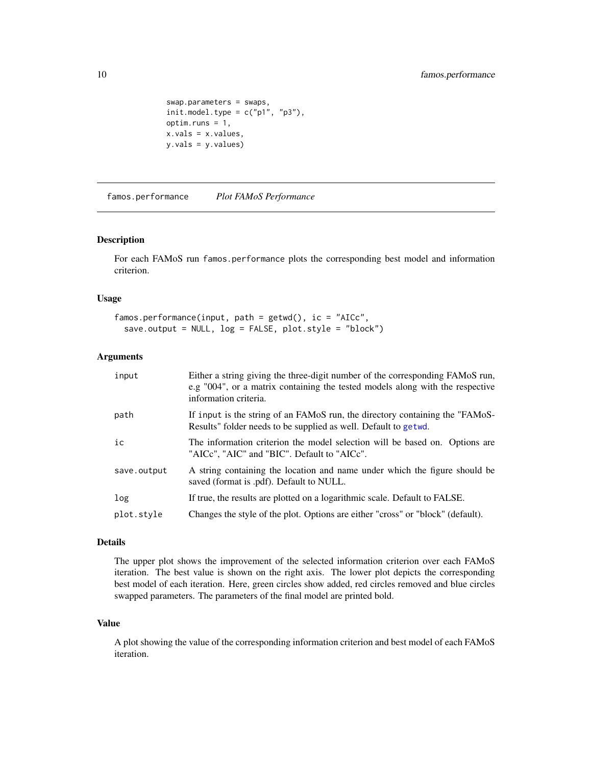```
            swap.parameters = swaps,
            init.model.type = c("p1", "p3"),
            optim.runs = 1,
            x.vals = x.values,
            y.vals = y.values)
```

## famos.performance &nbsp;&nbsp;&nbsp; *Plot FAMoS Performance*

### Description

For each FAMoS run `famos.performance` plots the corresponding best model and information criterion.

### Usage

```
famos.performance(input, path = getwd(), ic = "AICc",
  save.output = NULL, log = FALSE, plot.style = "block")
```

### Arguments

| | |
|---|---|
| `input` | Either a string giving the three-digit number of the corresponding FAMoS run, e.g "004", or a matrix containing the tested models along with the respective information criteria. |
| `path` | If `input` is the string of an FAMoS run, the directory containing the "FAMoS-Results" folder needs to be supplied as well. Default to `getwd`. |
| `ic` | The information criterion the model selection will be based on. Options are "AICc", "AIC" and "BIC". Default to "AICc". |
| `save.output` | A string containing the location and name under which the figure should be saved (format is .pdf). Default to NULL. |
| `log` | If true, the results are plotted on a logarithmic scale. Default to FALSE. |
| `plot.style` | Changes the style of the plot. Options are either "cross" or "block" (default). |

### Details

The upper plot shows the improvement of the selected information criterion over each FAMoS iteration. The best value is shown on the right axis. The lower plot depicts the corresponding best model of each iteration. Here, green circles show added, red circles removed and blue circles swapped parameters. The parameters of the final model are printed bold.

### Value

A plot showing the value of the corresponding information criterion and best model of each FAMoS iteration.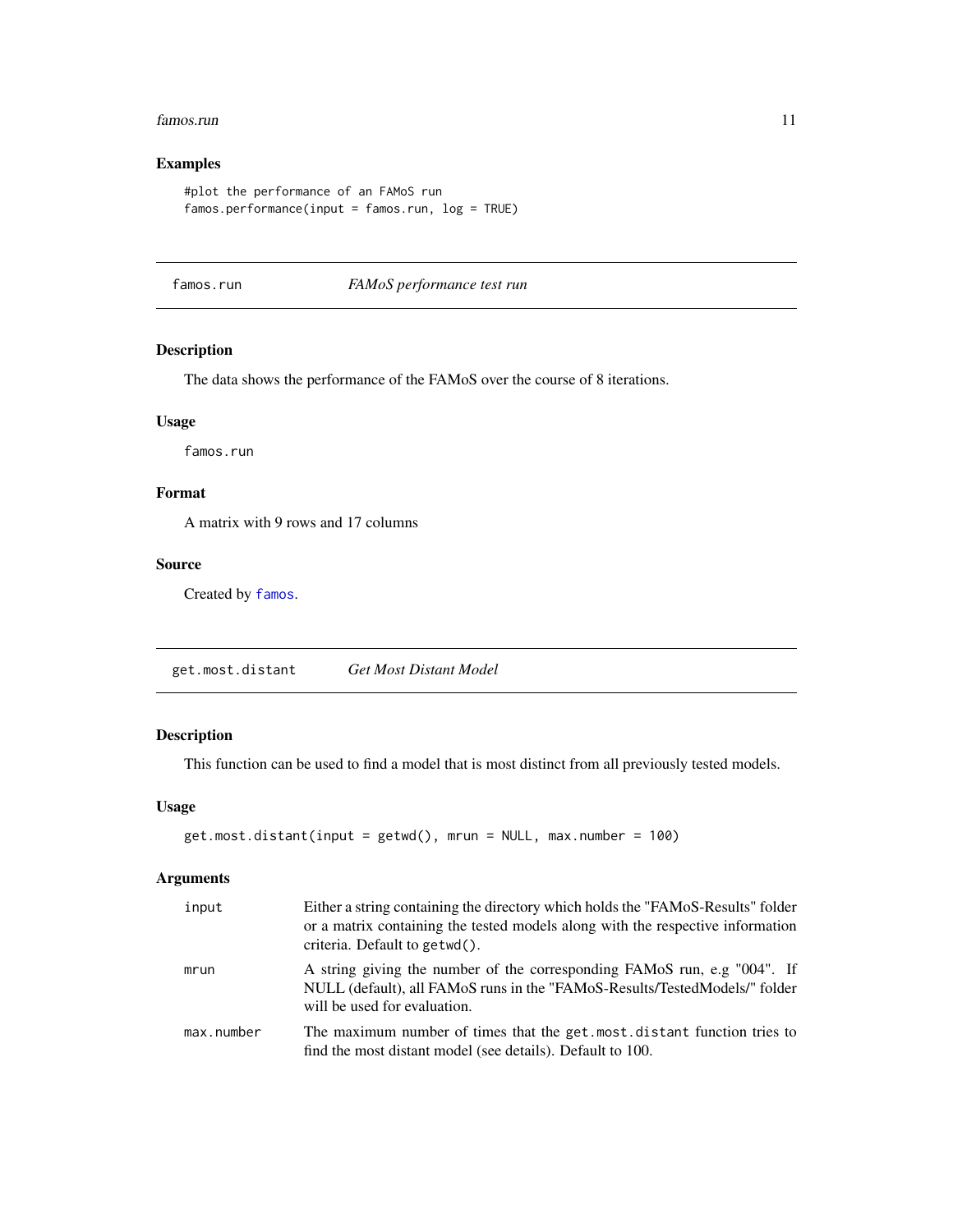### Examples

```
#plot the performance of an FAMoS run
famos.performance(input = famos.run, log = TRUE)
```

## famos.run — *FAMoS performance test run*

### Description

The data shows the performance of the FAMoS over the course of 8 iterations.

### Usage

```
famos.run
```

### Format

A matrix with 9 rows and 17 columns

### Source

Created by famos.

## get.most.distant — *Get Most Distant Model*

### Description

This function can be used to find a model that is most distinct from all previously tested models.

### Usage

```
get.most.distant(input = getwd(), mrun = NULL, max.number = 100)
```

### Arguments

| | |
|---|---|
| input | Either a string containing the directory which holds the "FAMoS-Results" folder or a matrix containing the tested models along with the respective information criteria. Default to `getwd()`. |
| mrun | A string giving the number of the corresponding FAMoS run, e.g "004". If NULL (default), all FAMoS runs in the "FAMoS-Results/TestedModels/" folder will be used for evaluation. |
| max.number | The maximum number of times that the `get.most.distant` function tries to find the most distant model (see details). Default to 100. |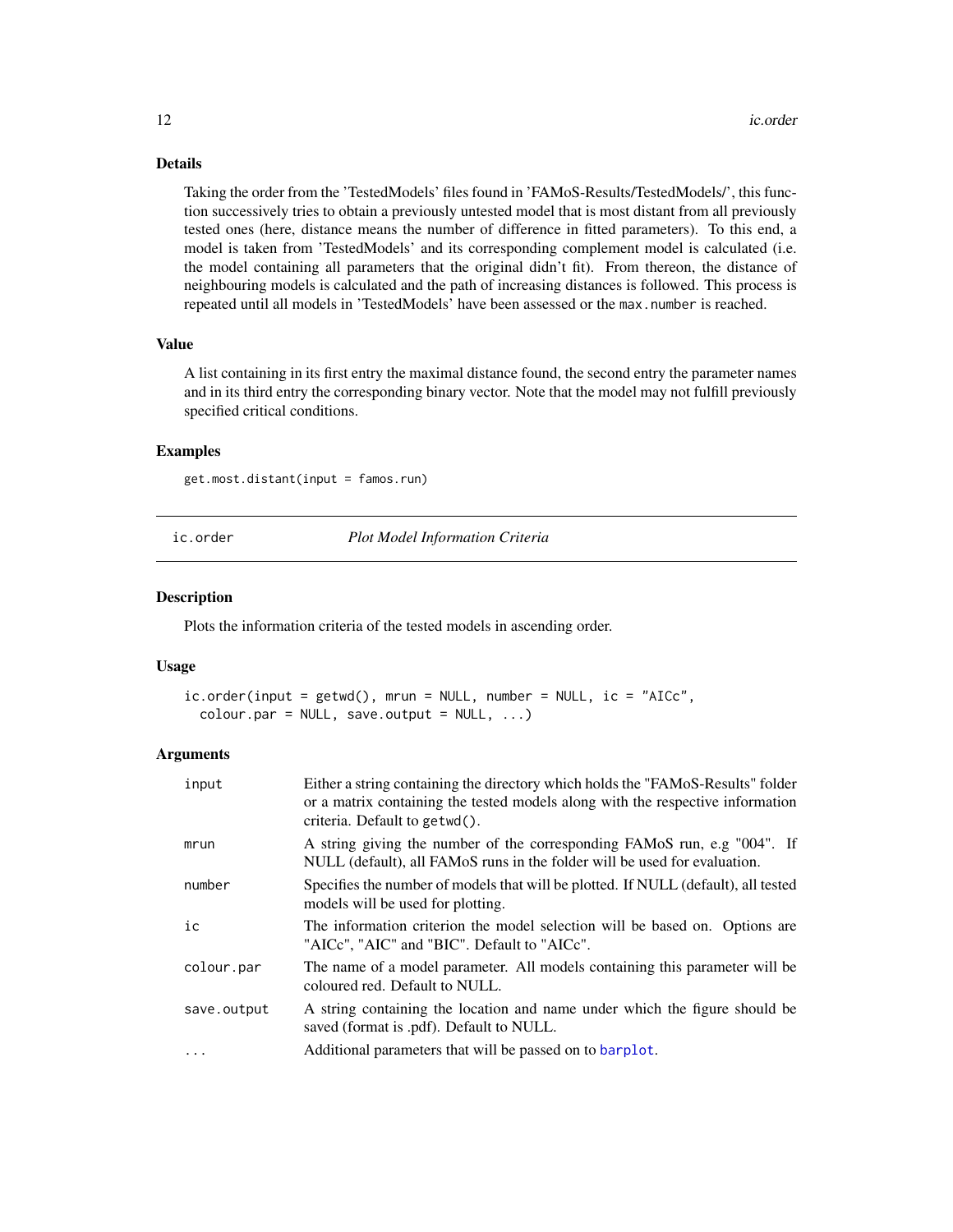### Details

Taking the order from the 'TestedModels' files found in 'FAMoS-Results/TestedModels/', this function successively tries to obtain a previously untested model that is most distant from all previously tested ones (here, distance means the number of difference in fitted parameters). To this end, a model is taken from 'TestedModels' and its corresponding complement model is calculated (i.e. the model containing all parameters that the original didn't fit). From thereon, the distance of neighbouring models is calculated and the path of increasing distances is followed. This process is repeated until all models in 'TestedModels' have been assessed or the `max.number` is reached.

### Value

A list containing in its first entry the maximal distance found, the second entry the parameter names and in its third entry the corresponding binary vector. Note that the model may not fulfill previously specified critical conditions.

### Examples

```
get.most.distant(input = famos.run)
```

---

## ic.order — *Plot Model Information Criteria*

---

### Description

Plots the information criteria of the tested models in ascending order.

### Usage

```
ic.order(input = getwd(), mrun = NULL, number = NULL, ic = "AICc",
  colour.par = NULL, save.output = NULL, ...)
```

### Arguments

| | |
|---|---|
| `input` | Either a string containing the directory which holds the "FAMoS-Results" folder or a matrix containing the tested models along with the respective information criteria. Default to `getwd()`. |
| `mrun` | A string giving the number of the corresponding FAMoS run, e.g "004". If NULL (default), all FAMoS runs in the folder will be used for evaluation. |
| `number` | Specifies the number of models that will be plotted. If NULL (default), all tested models will be used for plotting. |
| `ic` | The information criterion the model selection will be based on. Options are "AICc", "AIC" and "BIC". Default to "AICc". |
| `colour.par` | The name of a model parameter. All models containing this parameter will be coloured red. Default to NULL. |
| `save.output` | A string containing the location and name under which the figure should be saved (format is .pdf). Default to NULL. |
| `...` | Additional parameters that will be passed on to `barplot`. |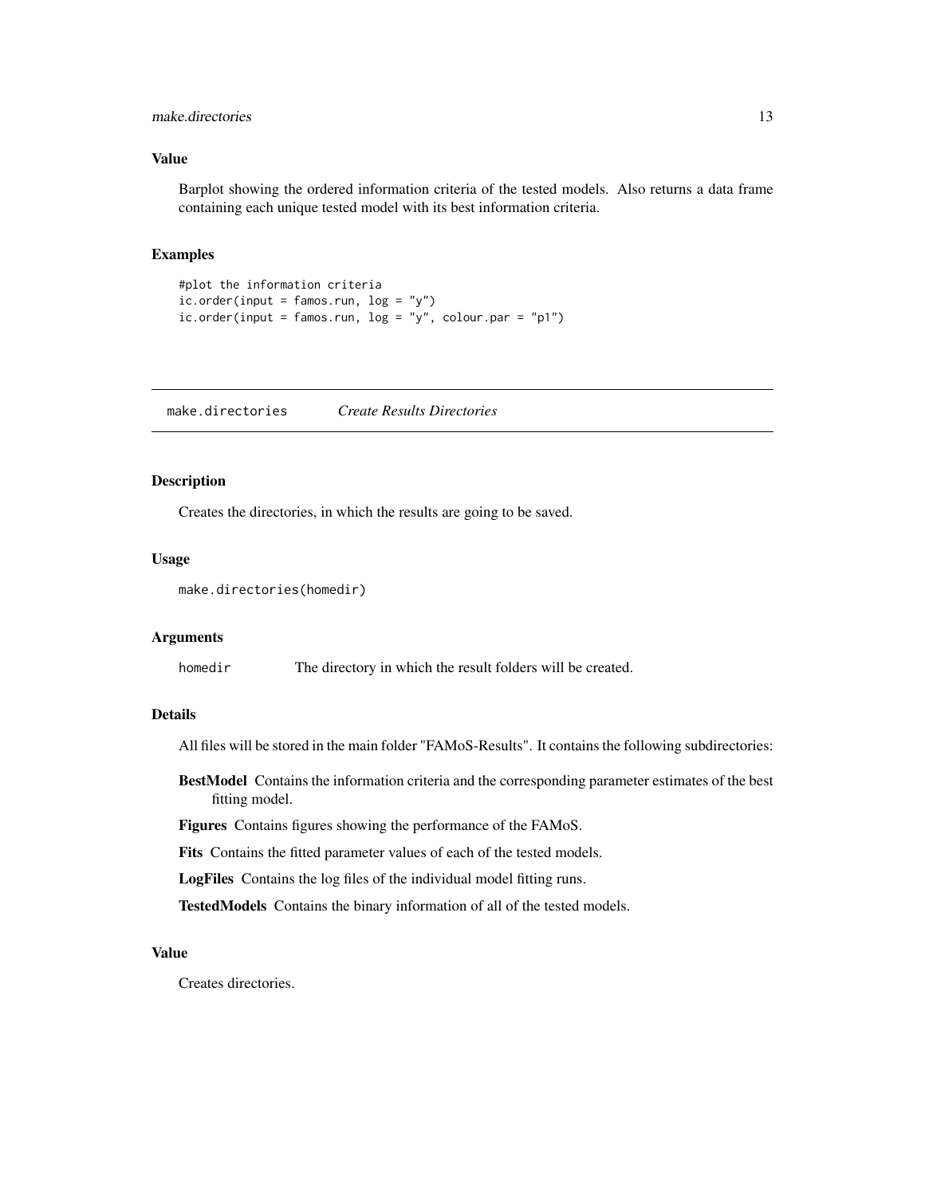## Value

Barplot showing the ordered information criteria of the tested models. Also returns a data frame containing each unique tested model with its best information criteria.

## Examples

```
#plot the information criteria
ic.order(input = famos.run, log = "y")
ic.order(input = famos.run, log = "y", colour.par = "p1")
```

---

# make.directories *Create Results Directories*

---

## Description

Creates the directories, in which the results are going to be saved.

## Usage

```
make.directories(homedir)
```

## Arguments

| | |
|---|---|
| homedir | The directory in which the result folders will be created. |

## Details

All files will be stored in the main folder "FAMoS-Results". It contains the following subdirectories:

**BestModel** Contains the information criteria and the corresponding parameter estimates of the best fitting model.

**Figures** Contains figures showing the performance of the FAMoS.

**Fits** Contains the fitted parameter values of each of the tested models.

**LogFiles** Contains the log files of the individual model fitting runs.

**TestedModels** Contains the binary information of all of the tested models.

## Value

Creates directories.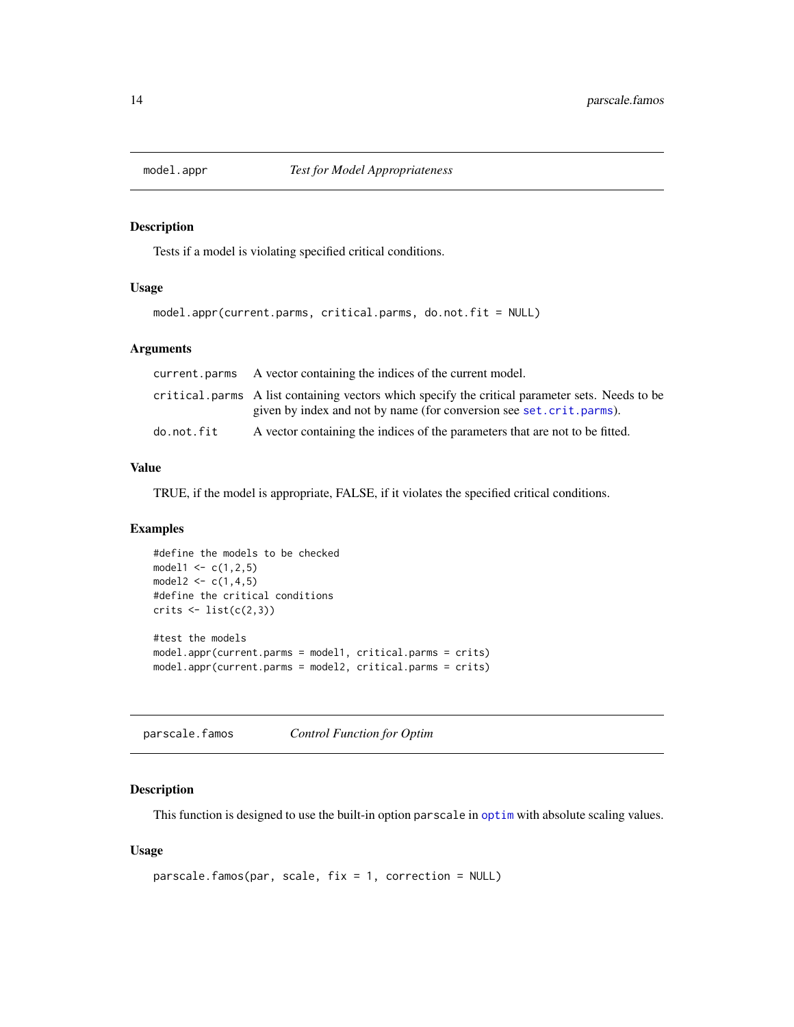## model.appr *Test for Model Appropriateness*

### Description

Tests if a model is violating specified critical conditions.

### Usage

```
model.appr(current.parms, critical.parms, do.not.fit = NULL)
```

### Arguments

| | |
|---|---|
| current.parms | A vector containing the indices of the current model. |
| critical.parms | A list containing vectors which specify the critical parameter sets. Needs to be given by index and not by name (for conversion see set.crit.parms). |
| do.not.fit | A vector containing the indices of the parameters that are not to be fitted. |

### Value

TRUE, if the model is appropriate, FALSE, if it violates the specified critical conditions.

### Examples

```
#define the models to be checked
model1 <- c(1,2,5)
model2 <- c(1,4,5)
#define the critical conditions
crits <- list(c(2,3))

#test the models
model.appr(current.parms = model1, critical.parms = crits)
model.appr(current.parms = model2, critical.parms = crits)
```

## parscale.famos *Control Function for Optim*

### Description

This function is designed to use the built-in option parscale in optim with absolute scaling values.

### Usage

```
parscale.famos(par, scale, fix = 1, correction = NULL)
```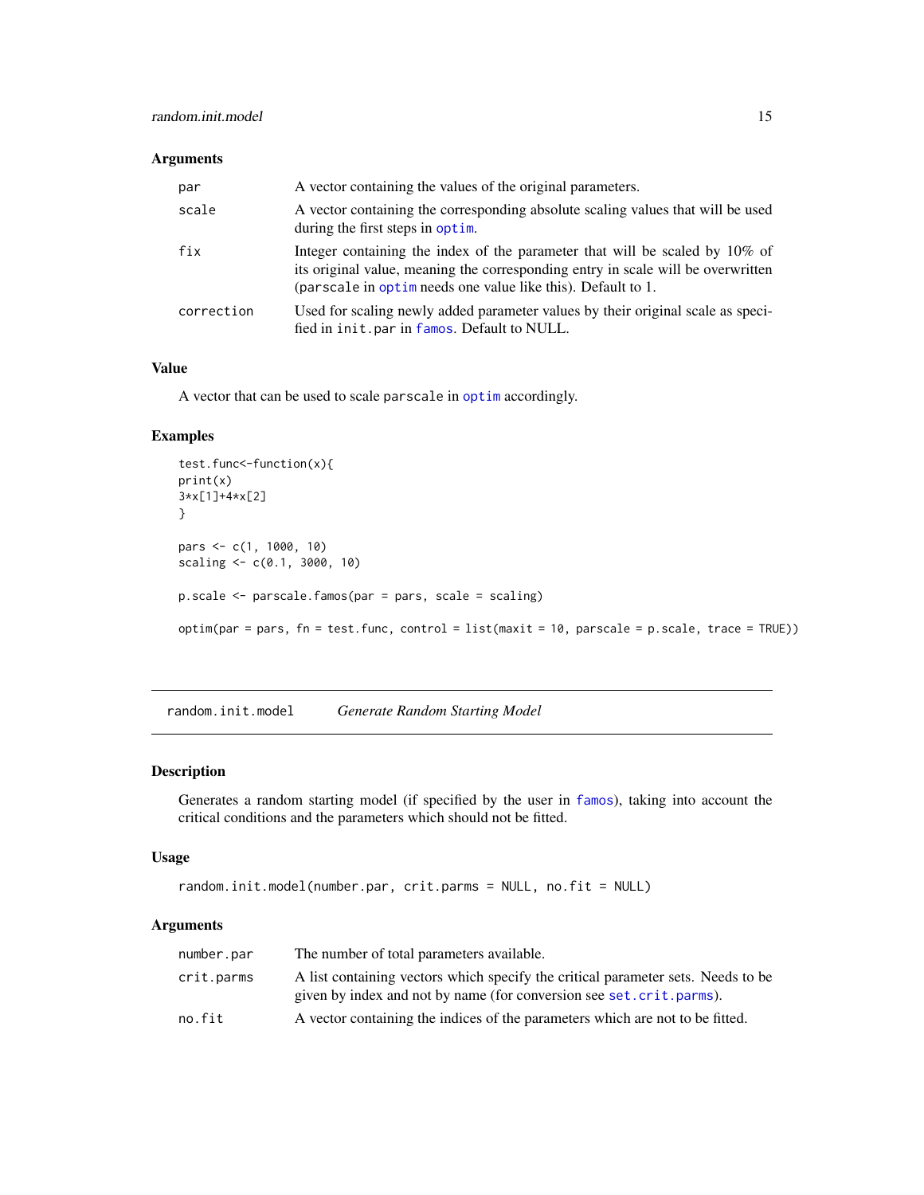### Arguments

| | |
|---|---|
| `par` | A vector containing the values of the original parameters. |
| `scale` | A vector containing the corresponding absolute scaling values that will be used during the first steps in `optim`. |
| `fix` | Integer containing the index of the parameter that will be scaled by 10% of its original value, meaning the corresponding entry in scale will be overwritten (`parscale` in `optim` needs one value like this). Default to 1. |
| `correction` | Used for scaling newly added parameter values by their original scale as specified in `init.par` in `famos`. Default to NULL. |

### Value

A vector that can be used to scale `parscale` in `optim` accordingly.

### Examples

```
test.func<-function(x){
print(x)
3*x[1]+4*x[2]
}

pars <- c(1, 1000, 10)
scaling <- c(0.1, 3000, 10)

p.scale <- parscale.famos(par = pars, scale = scaling)

optim(par = pars, fn = test.func, control = list(maxit = 10, parscale = p.scale, trace = TRUE))
```

---

## random.init.model    *Generate Random Starting Model*

### Description

Generates a random starting model (if specified by the user in `famos`), taking into account the critical conditions and the parameters which should not be fitted.

### Usage

```
random.init.model(number.par, crit.parms = NULL, no.fit = NULL)
```

### Arguments

| | |
|---|---|
| `number.par` | The number of total parameters available. |
| `crit.parms` | A list containing vectors which specify the critical parameter sets. Needs to be given by index and not by name (for conversion see `set.crit.parms`). |
| `no.fit` | A vector containing the indices of the parameters which are not to be fitted. |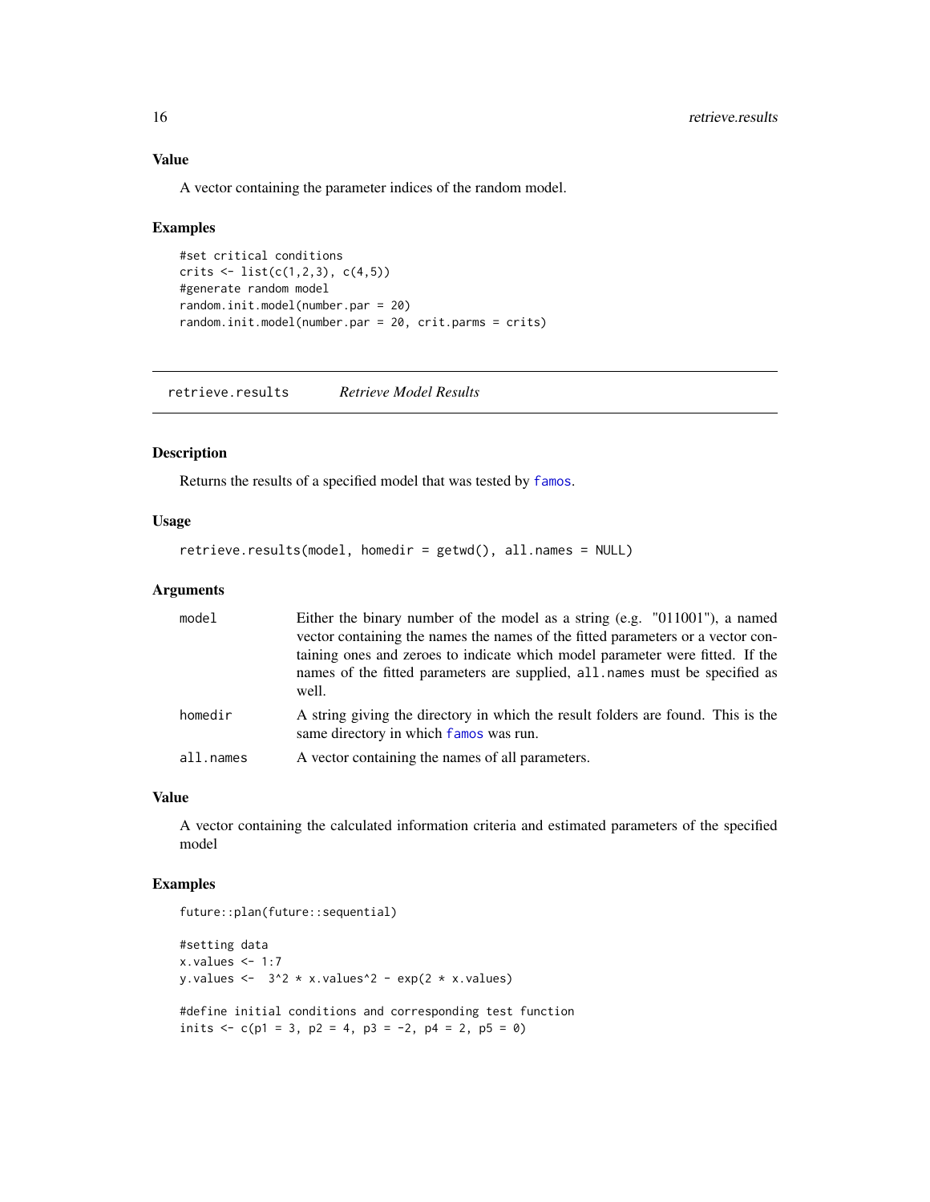### Value

A vector containing the parameter indices of the random model.

### Examples

```
#set critical conditions
crits <- list(c(1,2,3), c(4,5))
#generate random model
random.init.model(number.par = 20)
random.init.model(number.par = 20, crit.parms = crits)
```

---

## retrieve.results *Retrieve Model Results*

### Description

Returns the results of a specified model that was tested by `famos`.

### Usage

```
retrieve.results(model, homedir = getwd(), all.names = NULL)
```

### Arguments

| | |
|---|---|
| `model` | Either the binary number of the model as a string (e.g. "011001"), a named vector containing the names the names of the fitted parameters or a vector containing ones and zeroes to indicate which model parameter were fitted. If the names of the fitted parameters are supplied, `all.names` must be specified as well. |
| `homedir` | A string giving the directory in which the result folders are found. This is the same directory in which `famos` was run. |
| `all.names` | A vector containing the names of all parameters. |

### Value

A vector containing the calculated information criteria and estimated parameters of the specified model

### Examples

```
future::plan(future::sequential)

#setting data
x.values <- 1:7
y.values <-  3^2 * x.values^2 - exp(2 * x.values)

#define initial conditions and corresponding test function
inits <- c(p1 = 3, p2 = 4, p3 = -2, p4 = 2, p5 = 0)
```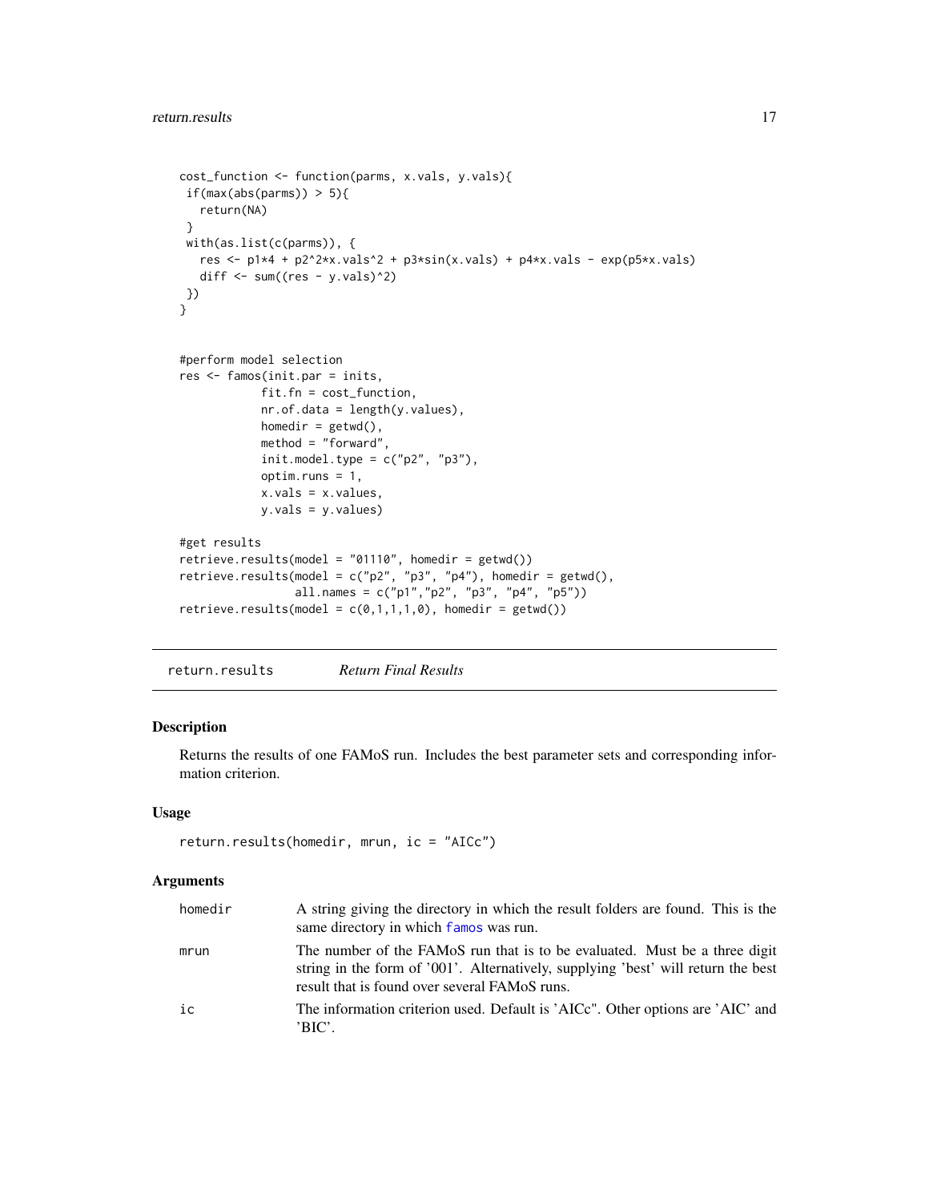```
cost_function <- function(parms, x.vals, y.vals){
 if(max(abs(parms)) > 5){
   return(NA)
 }
 with(as.list(c(parms)), {
   res <- p1*4 + p2^2*x.vals^2 + p3*sin(x.vals) + p4*x.vals - exp(p5*x.vals)
   diff <- sum((res - y.vals)^2)
 })
}


#perform model selection
res <- famos(init.par = inits,
            fit.fn = cost_function,
            nr.of.data = length(y.values),
            homedir = getwd(),
            method = "forward",
            init.model.type = c("p2", "p3"),
            optim.runs = 1,
            x.vals = x.values,
            y.vals = y.values)

#get results
retrieve.results(model = "01110", homedir = getwd())
retrieve.results(model = c("p2", "p3", "p4"), homedir = getwd(),
                 all.names = c("p1","p2", "p3", "p4", "p5"))
retrieve.results(model = c(0,1,1,1,0), homedir = getwd())
```

---

## return.results — *Return Final Results*

### Description

Returns the results of one FAMoS run. Includes the best parameter sets and corresponding information criterion.

### Usage

```
return.results(homedir, mrun, ic = "AICc")
```

### Arguments

| | |
|---|---|
| homedir | A string giving the directory in which the result folders are found. This is the same directory in which famos was run. |
| mrun | The number of the FAMoS run that is to be evaluated. Must be a three digit string in the form of '001'. Alternatively, supplying 'best' will return the best result that is found over several FAMoS runs. |
| ic | The information criterion used. Default is 'AICc". Other options are 'AIC' and 'BIC'. |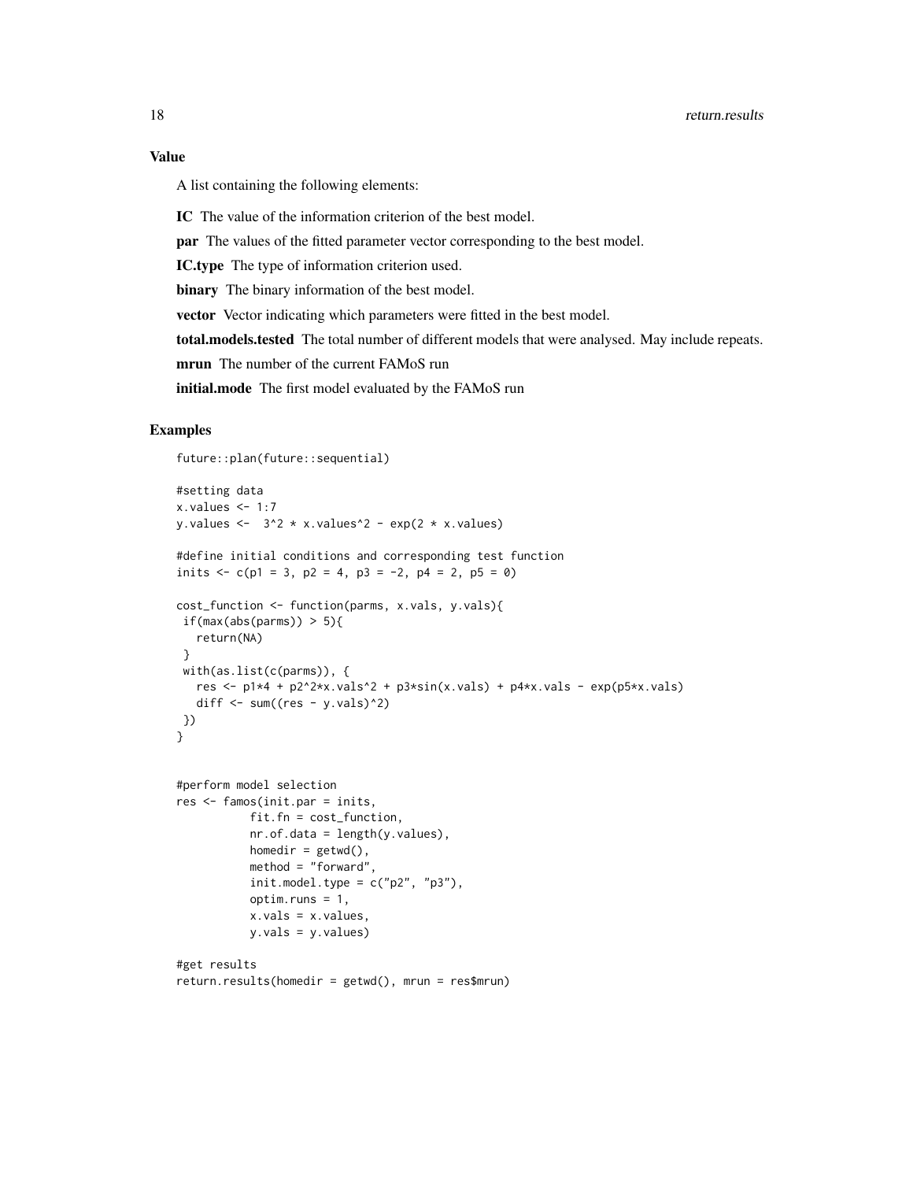## Value

A list containing the following elements:

**IC** The value of the information criterion of the best model.

**par** The values of the fitted parameter vector corresponding to the best model.

**IC.type** The type of information criterion used.

**binary** The binary information of the best model.

**vector** Vector indicating which parameters were fitted in the best model.

**total.models.tested** The total number of different models that were analysed. May include repeats.

**mrun** The number of the current FAMoS run

**initial.mode** The first model evaluated by the FAMoS run

## Examples

```
future::plan(future::sequential)

#setting data
x.values <- 1:7
y.values <-  3^2 * x.values^2 - exp(2 * x.values)

#define initial conditions and corresponding test function
inits <- c(p1 = 3, p2 = 4, p3 = -2, p4 = 2, p5 = 0)

cost_function <- function(parms, x.vals, y.vals){
 if(max(abs(parms)) > 5){
   return(NA)
 }
 with(as.list(c(parms)), {
   res <- p1*4 + p2^2*x.vals^2 + p3*sin(x.vals) + p4*x.vals - exp(p5*x.vals)
   diff <- sum((res - y.vals)^2)
 })
}


#perform model selection
res <- famos(init.par = inits,
           fit.fn = cost_function,
           nr.of.data = length(y.values),
           homedir = getwd(),
           method = "forward",
           init.model.type = c("p2", "p3"),
           optim.runs = 1,
           x.vals = x.values,
           y.vals = y.values)

#get results
return.results(homedir = getwd(), mrun = res$mrun)
```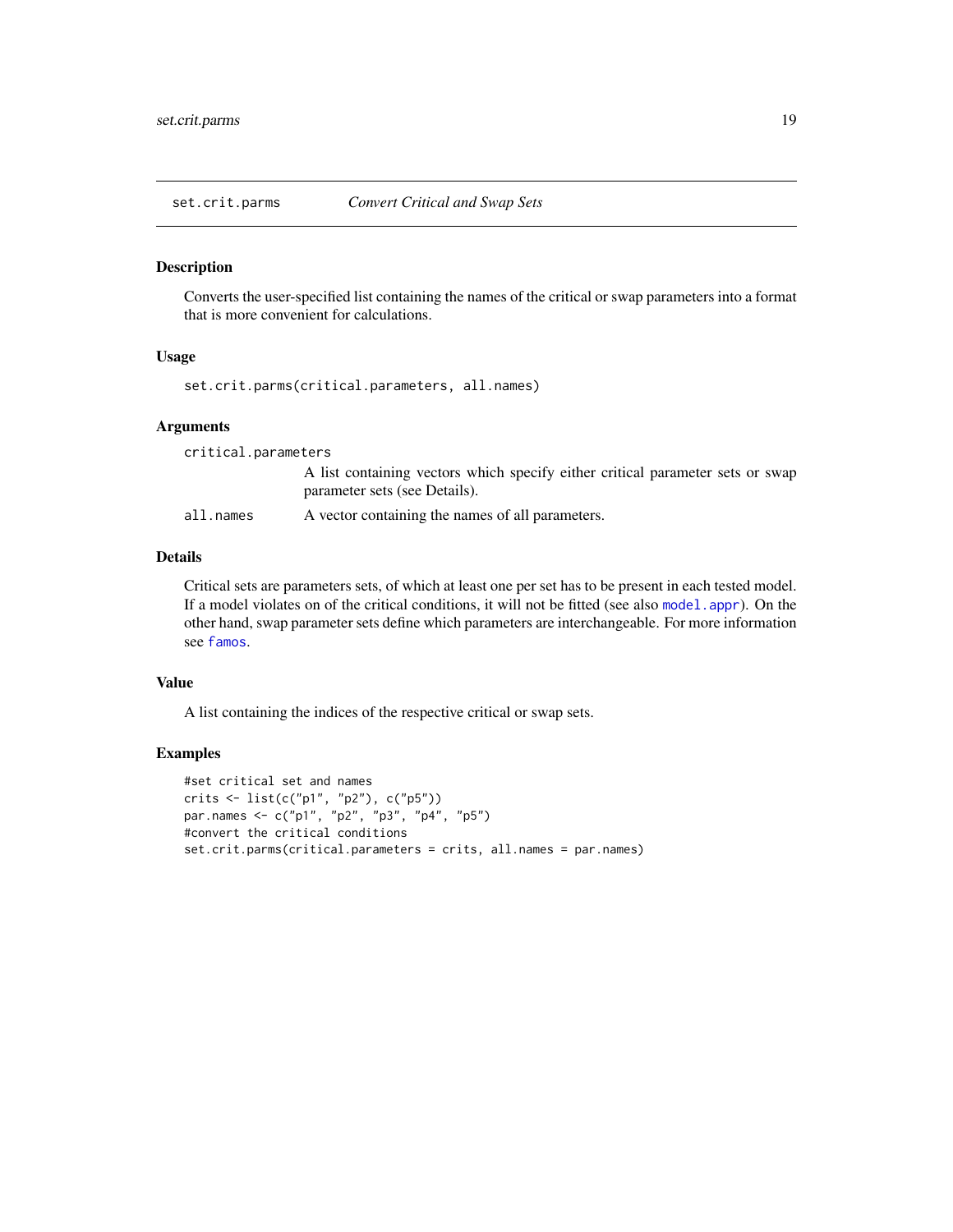## set.crit.parms — *Convert Critical and Swap Sets*

### Description

Converts the user-specified list containing the names of the critical or swap parameters into a format that is more convenient for calculations.

### Usage

```
set.crit.parms(critical.parameters, all.names)
```

### Arguments

| | |
|---|---|
| `critical.parameters` | A list containing vectors which specify either critical parameter sets or swap parameter sets (see Details). |
| `all.names` | A vector containing the names of all parameters. |

### Details

Critical sets are parameters sets, of which at least one per set has to be present in each tested model. If a model violates on of the critical conditions, it will not be fitted (see also `model.appr`). On the other hand, swap parameter sets define which parameters are interchangeable. For more information see `famos`.

### Value

A list containing the indices of the respective critical or swap sets.

### Examples

```
#set critical set and names
crits <- list(c("p1", "p2"), c("p5"))
par.names <- c("p1", "p2", "p3", "p4", "p5")
#convert the critical conditions
set.crit.parms(critical.parameters = crits, all.names = par.names)
```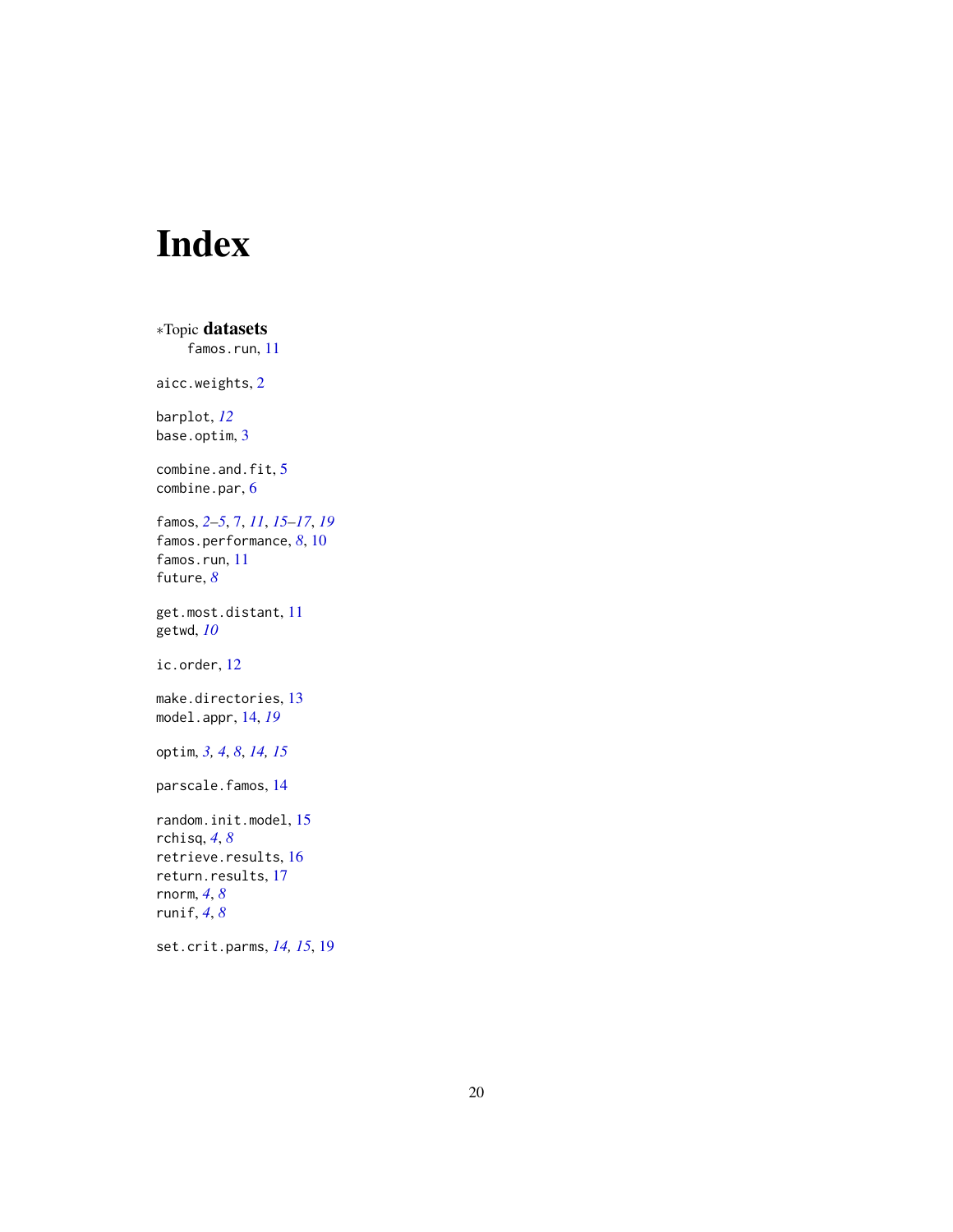# Index

*Topic **datasets**
    famos.run, 11

aicc.weights, 2

barplot, *12*
base.optim, 3

combine.and.fit, 5
combine.par, 6

famos, *2–5*, 7, *11*, *15–17*, *19*
famos.performance, *8*, 10
famos.run, 11
future, *8*

get.most.distant, 11
getwd, *10*

ic.order, 12

make.directories, 13
model.appr, 14, *19*

optim, *3, 4*, *8*, *14, 15*

parscale.famos, 14

random.init.model, 15
rchisq, *4*, *8*
retrieve.results, 16
return.results, 17
rnorm, *4*, *8*
runif, *4*, *8*

set.crit.parms, *14, 15*, 19